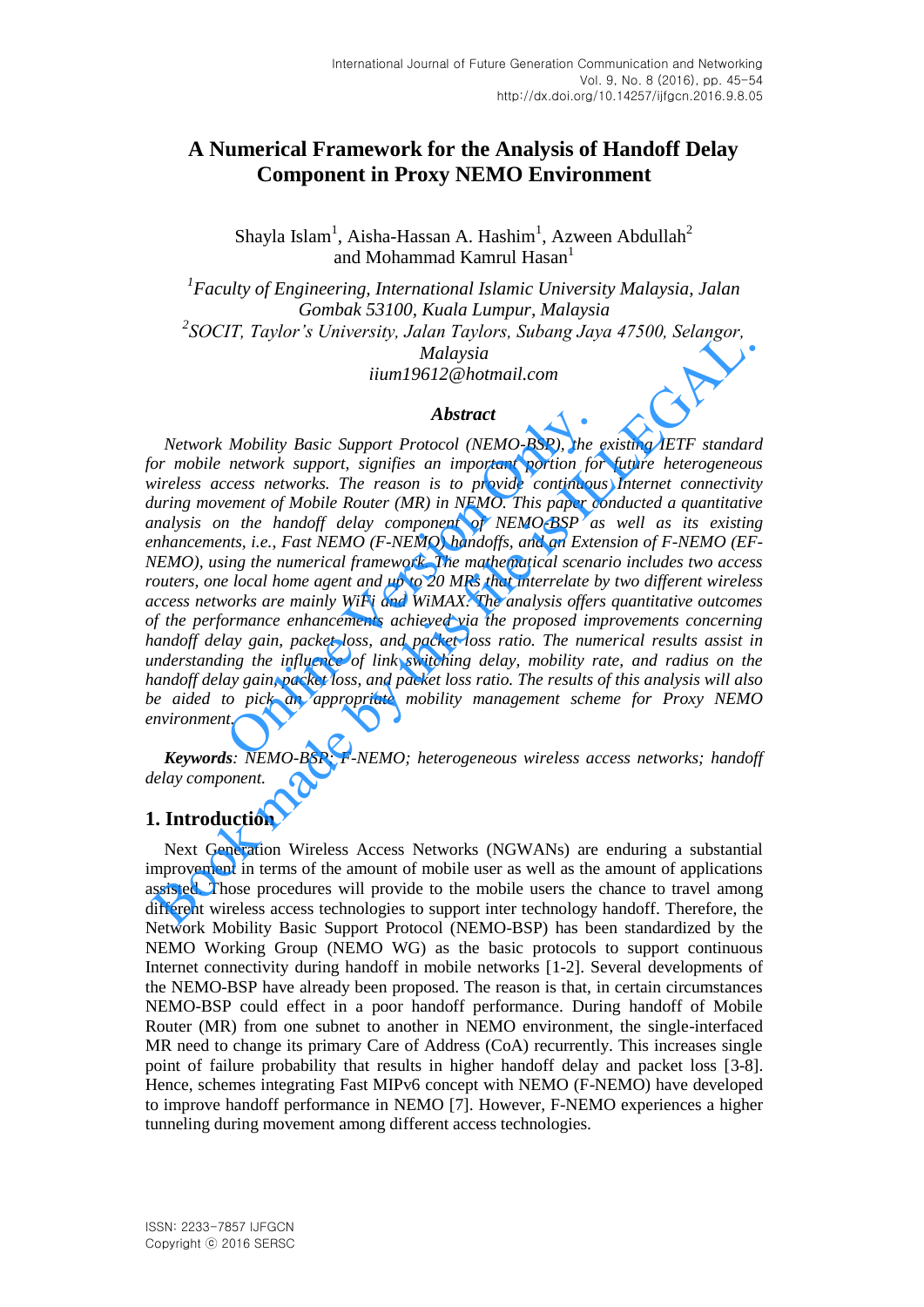# A Numerical Framework for the Analysis of Handoff Delay Component in Proxy NEMO Environment

Shayla Islam[1], Aisha-Hassan A. Hashim[1], Azween Abdullah[2] and Mohammad Kamrul Hasan[1]

*[1]Faculty of Engineering, International Islamic University Malaysia, Jalan Gombak 53100, Kuala Lumpur, Malaysia*
*[2]SOCIT, Taylor's University, Jalan Taylors, Subang Jaya 47500, Selangor, Malaysia*
*iium19612@hotmail.com*

### *Abstract*

*Network Mobility Basic Support Protocol (NEMO-BSP), the existing IETF standard for mobile network support, signifies an important portion for future heterogeneous wireless access networks. The reason is to provide continuous Internet connectivity during movement of Mobile Router (MR) in NEMO. This paper conducted a quantitative analysis on the handoff delay component of NEMO-BSP as well as its existing enhancements, i.e., Fast NEMO (F-NEMO) handoffs, and an Extension of F-NEMO (EF-NEMO), using the numerical framework. The mathematical scenario includes two access routers, one local home agent and up to 20 MRs that interrelate by two different wireless access networks are mainly WiFi and WiMAX. The analysis offers quantitative outcomes of the performance enhancements achieved via the proposed improvements concerning handoff delay gain, packet loss, and packet loss ratio. The numerical results assist in understanding the influence of link switching delay, mobility rate, and radius on the handoff delay gain, packet loss, and packet loss ratio. The results of this analysis will also be aided to pick an appropriate mobility management scheme for Proxy NEMO environment.*

***Keywords**: NEMO-BSP; F-NEMO; heterogeneous wireless access networks; handoff delay component.*

## 1. Introduction

Next Generation Wireless Access Networks (NGWANs) are enduring a substantial improvement in terms of the amount of mobile user as well as the amount of applications assisted. Those procedures will provide to the mobile users the chance to travel among different wireless access technologies to support inter technology handoff. Therefore, the Network Mobility Basic Support Protocol (NEMO-BSP) has been standardized by the NEMO Working Group (NEMO WG) as the basic protocols to support continuous Internet connectivity during handoff in mobile networks [1-2]. Several developments of the NEMO-BSP have already been proposed. The reason is that, in certain circumstances NEMO-BSP could effect in a poor handoff performance. During handoff of Mobile Router (MR) from one subnet to another in NEMO environment, the single-interfaced MR need to change its primary Care of Address (CoA) recurrently. This increases single point of failure probability that results in higher handoff delay and packet loss [3-8]. Hence, schemes integrating Fast MIPv6 concept with NEMO (F-NEMO) have developed to improve handoff performance in NEMO [7]. However, F-NEMO experiences a higher tunneling during movement among different access technologies.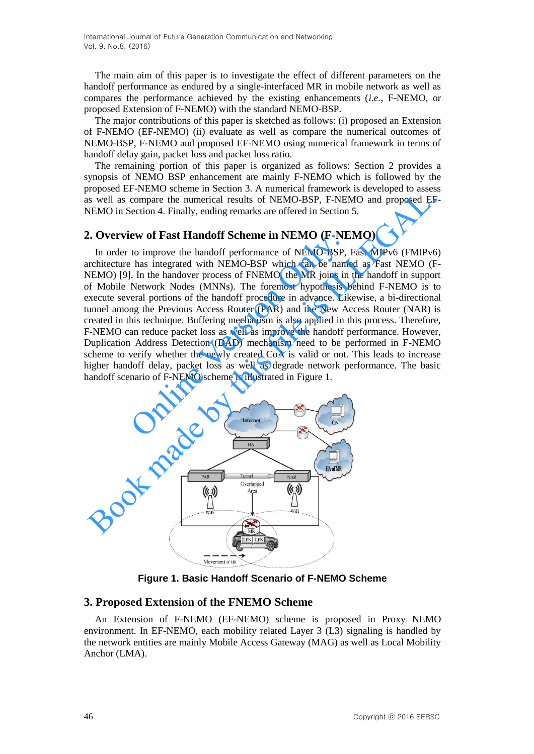The main aim of this paper is to investigate the effect of different parameters on the handoff performance as endured by a single-interfaced MR in mobile network as well as compares the performance achieved by the existing enhancements (*i.e.*, F-NEMO, or proposed Extension of F-NEMO) with the standard NEMO-BSP.

The major contributions of this paper is sketched as follows: (i) proposed an Extension of F-NEMO (EF-NEMO) (ii) evaluate as well as compare the numerical outcomes of NEMO-BSP, F-NEMO and proposed EF-NEMO using numerical framework in terms of handoff delay gain, packet loss and packet loss ratio.

The remaining portion of this paper is organized as follows: Section 2 provides a synopsis of NEMO BSP enhancement are mainly F-NEMO which is followed by the proposed EF-NEMO scheme in Section 3. A numerical framework is developed to assess as well as compare the numerical results of NEMO-BSP, F-NEMO and proposed EF-NEMO in Section 4. Finally, ending remarks are offered in Section 5.

## 2. Overview of Fast Handoff Scheme in NEMO (F-NEMO)

In order to improve the handoff performance of NEMO-BSP, Fast MIPv6 (FMIPv6) architecture has integrated with NEMO-BSP which can be named as Fast NEMO (F-NEMO) [9]. In the handover process of FNEMO, the MR joins in the handoff in support of Mobile Network Nodes (MNNs). The foremost hypothesis behind F-NEMO is to execute several portions of the handoff procedure in advance. Likewise, a bi-directional tunnel among the Previous Access Router (PAR) and the New Access Router (NAR) is created in this technique. Buffering mechanism is also applied in this process. Therefore, F-NEMO can reduce packet loss as well as improve the handoff performance. However, Duplication Address Detection (DAD) mechanism need to be performed in F-NEMO scheme to verify whether the newly created CoA is valid or not. This leads to increase higher handoff delay, packet loss as well as degrade network performance. The basic handoff scenario of F-NEMO scheme is illustrated in Figure 1.

**Figure 1. Basic Handoff Scenario of F-NEMO Scheme**

## 3. Proposed Extension of the FNEMO Scheme

An Extension of F-NEMO (EF-NEMO) scheme is proposed in Proxy NEMO environment. In EF-NEMO, each mobility related Layer 3 (L3) signaling is handled by the network entities are mainly Mobile Access Gateway (MAG) as well as Local Mobility Anchor (LMA).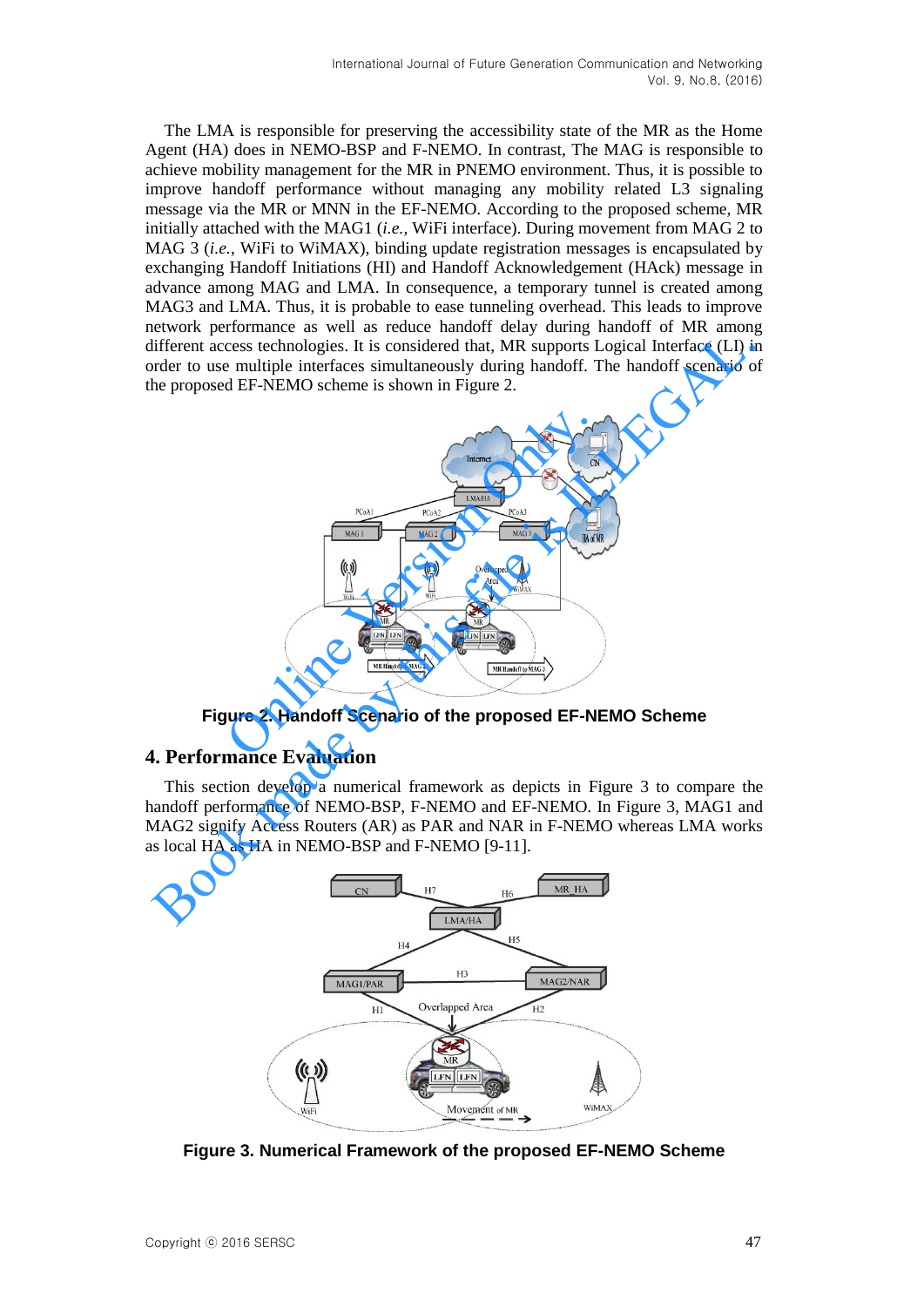The LMA is responsible for preserving the accessibility state of the MR as the Home Agent (HA) does in NEMO-BSP and F-NEMO. In contrast, The MAG is responsible to achieve mobility management for the MR in PNEMO environment. Thus, it is possible to improve handoff performance without managing any mobility related L3 signaling message via the MR or MNN in the EF-NEMO. According to the proposed scheme, MR initially attached with the MAG1 (*i.e.*, WiFi interface). During movement from MAG 2 to MAG 3 (*i.e.*, WiFi to WiMAX), binding update registration messages is encapsulated by exchanging Handoff Initiations (HI) and Handoff Acknowledgement (HAck) message in advance among MAG and LMA. In consequence, a temporary tunnel is created among MAG3 and LMA. Thus, it is probable to ease tunneling overhead. This leads to improve network performance as well as reduce handoff delay during handoff of MR among different access technologies. It is considered that, MR supports Logical Interface (LI) in order to use multiple interfaces simultaneously during handoff. The handoff scenario of the proposed EF-NEMO scheme is shown in Figure 2.

**Figure 2. Handoff Scenario of the proposed EF-NEMO Scheme**

## 4. Performance Evaluation

This section develop a numerical framework as depicts in Figure 3 to compare the handoff performance of NEMO-BSP, F-NEMO and EF-NEMO. In Figure 3, MAG1 and MAG2 signify Access Routers (AR) as PAR and NAR in F-NEMO whereas LMA works as local HA as HA in NEMO-BSP and F-NEMO [9-11].

**Figure 3. Numerical Framework of the proposed EF-NEMO Scheme**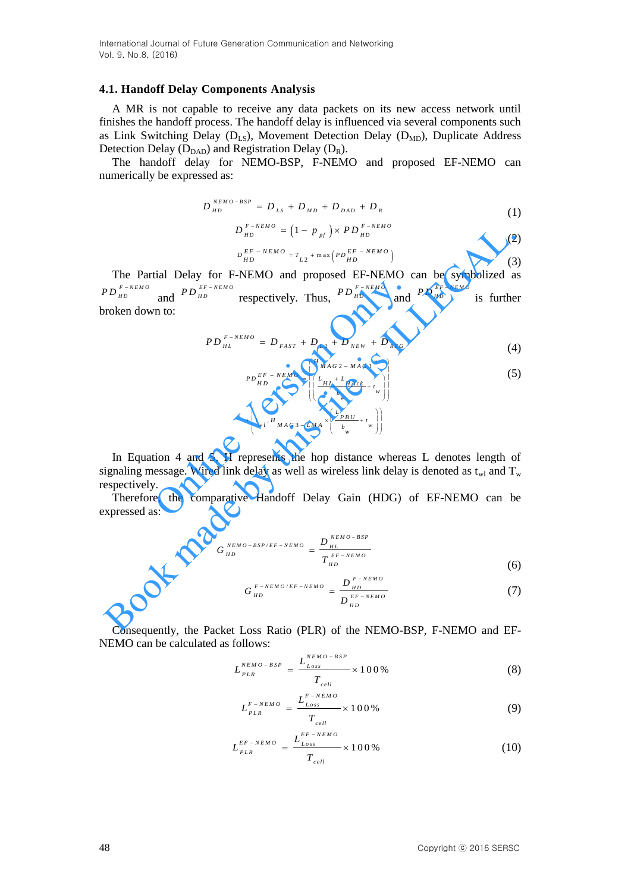### 4.1. Handoff Delay Components Analysis

A MR is not capable to receive any data packets on its new access network until finishes the handoff process. The handoff delay is influenced via several components such as Link Switching Delay ($D_{LS}$), Movement Detection Delay ($D_{MD}$), Duplicate Address Detection Delay ($D_{DAD}$) and Registration Delay ($D_R$).

The handoff delay for NEMO-BSP, F-NEMO and proposed EF-NEMO can numerically be expressed as:

$$D_{HD}^{NEMO-BSP} = D_{LS} + D_{MD} + D_{DAD} + D_R \tag{1}$$

$$D_{HD}^{F-NEMO} = \left(1 - p_{pf}\right) \times PD_{HD}^{F-NEMO} \tag{2}$$

$$D_{HD}^{EF-NEMO} = T_{L2} + \max\left(PD_{HD}^{EF-NEMO}\right) \tag{3}$$

The Partial Delay for F-NEMO and proposed EF-NEMO can be symbolized as $PD_{HD}^{F-NEMO}$ and $PD_{HD}^{EF-NEMO}$ respectively. Thus, $PD_{HD}^{F-NEMO}$ and $PD_{HD}^{EF-NEMO}$ is further broken down to:

$$PD_{HL}^{F-NEMO} = D_{FAST} + D_{L2} + D_{NEW} + D_{REG} \tag{4}$$

$$PD_{HD}^{EF-NEMO} = \left( H_{MAG2-MAG3} \times \left( \frac{L_{HI} + L_{HAck}}{b_w} + t_w \right) \right) + t_{wl} \cdot H_{MAG3-LMA} \times \left( \frac{L_{PBU}}{b_w} + t_w \right) \tag{5}$$

In Equation 4 and 5, H represents the hop distance whereas L denotes length of signaling message. Wired link delay as well as wireless link delay is denoted as $t_{wl}$ and $T_w$ respectively.

Therefore, the comparative Handoff Delay Gain (HDG) of EF-NEMO can be expressed as:

$$G_{HD}^{NEMO-BSP/EF-NEMO} = \frac{D_{HL}^{NEMO-BSP}}{T_{HD}^{EF-NEMO}} \tag{6}$$

$$G_{HD}^{F-NEMO/EF-NEMO} = \frac{D_{HD}^{F-NEMO}}{D_{HD}^{EF-NEMO}} \tag{7}$$

Consequently, the Packet Loss Ratio (PLR) of the NEMO-BSP, F-NEMO and EF-NEMO can be calculated as follows:

$$L_{PLR}^{NEMO-BSP} = \frac{L_{Loss}^{NEMO-BSP}}{T_{cell}} \times 100\% \tag{8}$$

$$L_{PLR}^{F-NEMO} = \frac{L_{Loss}^{F-NEMO}}{T_{cell}} \times 100\% \tag{9}$$

$$L_{PLR}^{EF-NEMO} = \frac{L_{Loss}^{EF-NEMO}}{T_{cell}} \times 100\% \tag{10}$$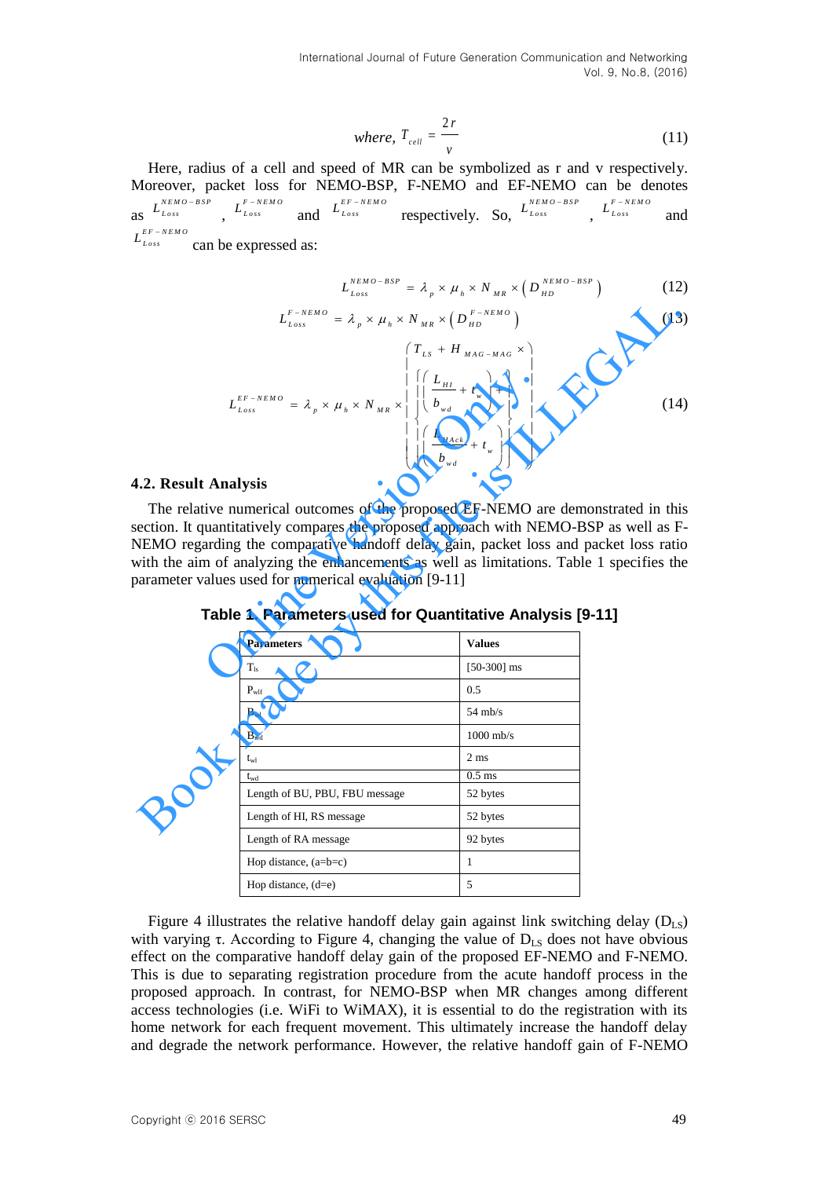$$where,\ T_{cell} = \frac{2r}{v} \tag{11}$$

Here, radius of a cell and speed of MR can be symbolized as r and v respectively. Moreover, packet loss for NEMO-BSP, F-NEMO and EF-NEMO can be denotes as $L_{Loss}^{NEMO-BSP}$, $L_{Loss}^{F-NEMO}$ and $L_{Loss}^{EF-NEMO}$ respectively. So, $L_{Loss}^{NEMO-BSP}$, $L_{Loss}^{F-NEMO}$ and $L_{Loss}^{EF-NEMO}$ can be expressed as:

$$L_{Loss}^{NEMO-BSP} = \lambda_p \times \mu_h \times N_{MR} \times \left( D_{HD}^{NEMO-BSP} \right) \tag{12}$$

$$L_{Loss}^{F-NEMO} = \lambda_p \times \mu_h \times N_{MR} \times \left( D_{HD}^{F-NEMO} \right) \tag{13}$$

$$L_{Loss}^{EF-NEMO} = \lambda_p \times \mu_h \times N_{MR} \times \left( T_{LS} + H_{MAG-MAG} \times \left\{ \left( \frac{L_{HI}}{b_{wd}} + t_w \right) + \left( \frac{L_{HAck}}{b_{wd}} + t_w \right) \right\} \right) \tag{14}$$

### 4.2. Result Analysis

The relative numerical outcomes of the proposed EF-NEMO are demonstrated in this section. It quantitatively compares the proposed approach with NEMO-BSP as well as F-NEMO regarding the comparative handoff delay gain, packet loss and packet loss ratio with the aim of analyzing the enhancements as well as limitations. Table 1 specifies the parameter values used for numerical evaluation [9-11]

**Table 1. Parameters used for Quantitative Analysis [9-11]**

| Parameters | Values |
|---|---|
| $T_{ls}$ | [50-300] ms |
| $P_{wlf}$ | 0.5 |
| $B_{wl}$ | 54 mb/s |
| $B_{wd}$ | 1000 mb/s |
| $t_{wl}$ | 2 ms |
| $t_{wd}$ | 0.5 ms |
| Length of BU, PBU, FBU message | 52 bytes |
| Length of HI, RS message | 52 bytes |
| Length of RA message | 92 bytes |
| Hop distance, (a=b=c) | 1 |
| Hop distance, (d=e) | 5 |

Figure 4 illustrates the relative handoff delay gain against link switching delay ($D_{LS}$) with varying τ. According to Figure 4, changing the value of $D_{LS}$ does not have obvious effect on the comparative handoff delay gain of the proposed EF-NEMO and F-NEMO. This is due to separating registration procedure from the acute handoff process in the proposed approach. In contrast, for NEMO-BSP when MR changes among different access technologies (i.e. WiFi to WiMAX), it is essential to do the registration with its home network for each frequent movement. This ultimately increase the handoff delay and degrade the network performance. However, the relative handoff gain of F-NEMO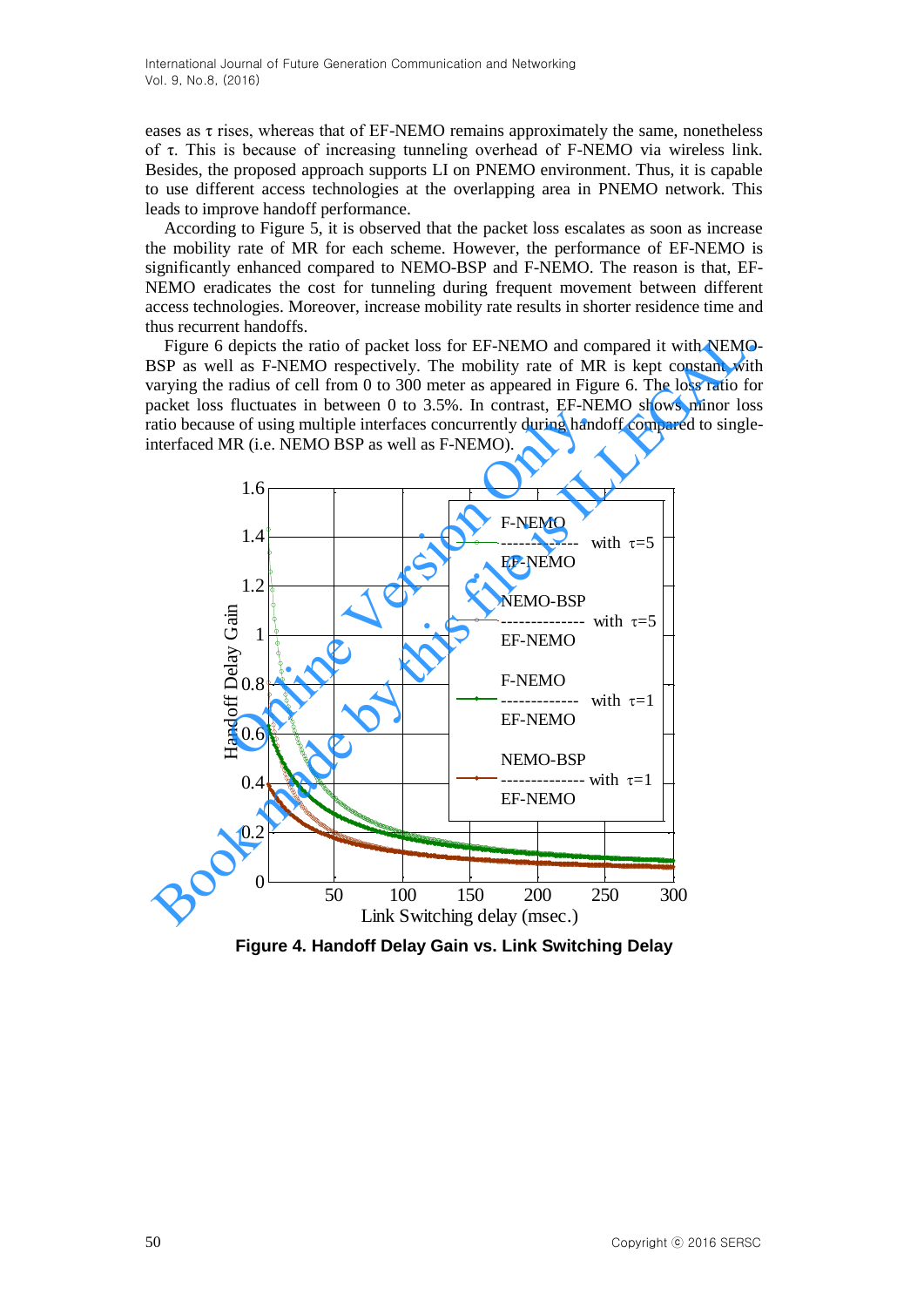eases as τ rises, whereas that of EF-NEMO remains approximately the same, nonetheless of τ. This is because of increasing tunneling overhead of F-NEMO via wireless link. Besides, the proposed approach supports LI on PNEMO environment. Thus, it is capable to use different access technologies at the overlapping area in PNEMO network. This leads to improve handoff performance.

According to Figure 5, it is observed that the packet loss escalates as soon as increase the mobility rate of MR for each scheme. However, the performance of EF-NEMO is significantly enhanced compared to NEMO-BSP and F-NEMO. The reason is that, EF-NEMO eradicates the cost for tunneling during frequent movement between different access technologies. Moreover, increase mobility rate results in shorter residence time and thus recurrent handoffs.

Figure 6 depicts the ratio of packet loss for EF-NEMO and compared it with NEMO-BSP as well as F-NEMO respectively. The mobility rate of MR is kept constant with varying the radius of cell from 0 to 300 meter as appeared in Figure 6. The loss ratio for packet loss fluctuates in between 0 to 3.5%. In contrast, EF-NEMO shows minor loss ratio because of using multiple interfaces concurrently during handoff compared to single-interfaced MR (i.e. NEMO BSP as well as F-NEMO).

**Figure 4. Handoff Delay Gain vs. Link Switching Delay**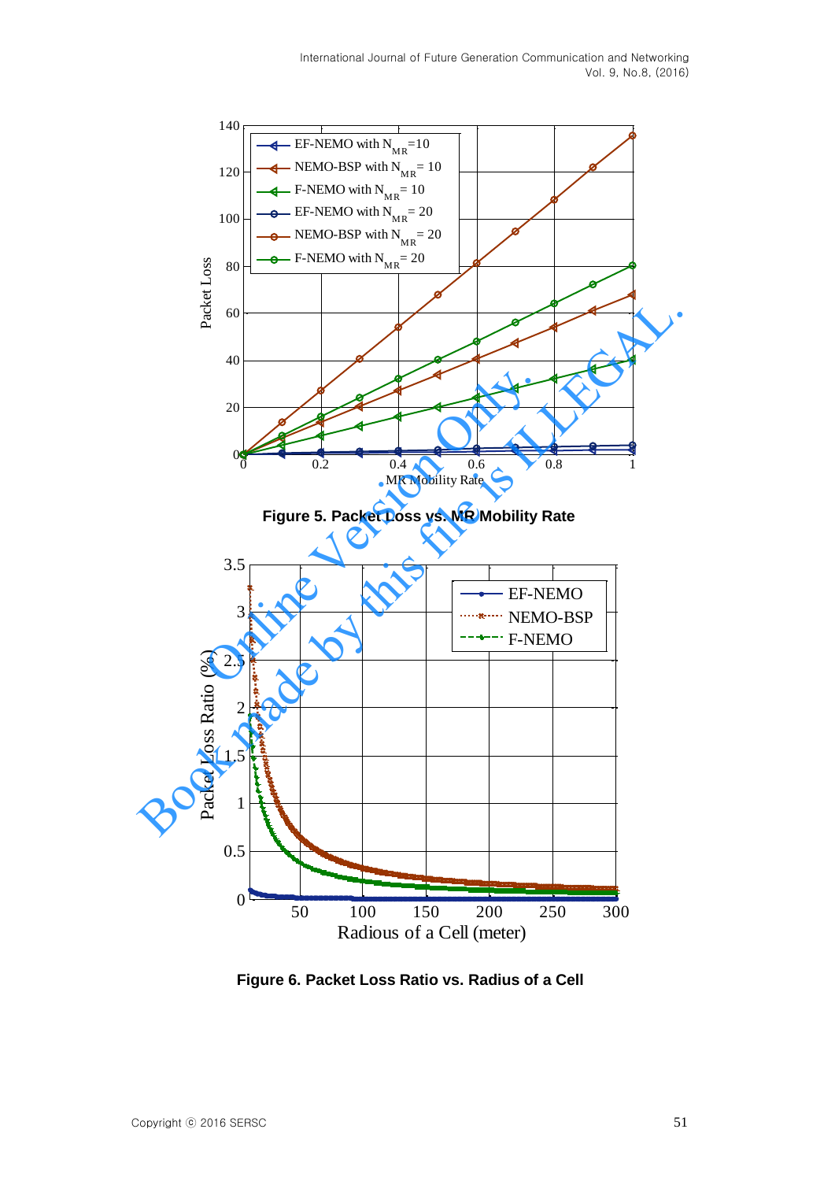Figure 5. Packet Loss vs. MR Mobility Rate

Figure 6. Packet Loss Ratio vs. Radius of a Cell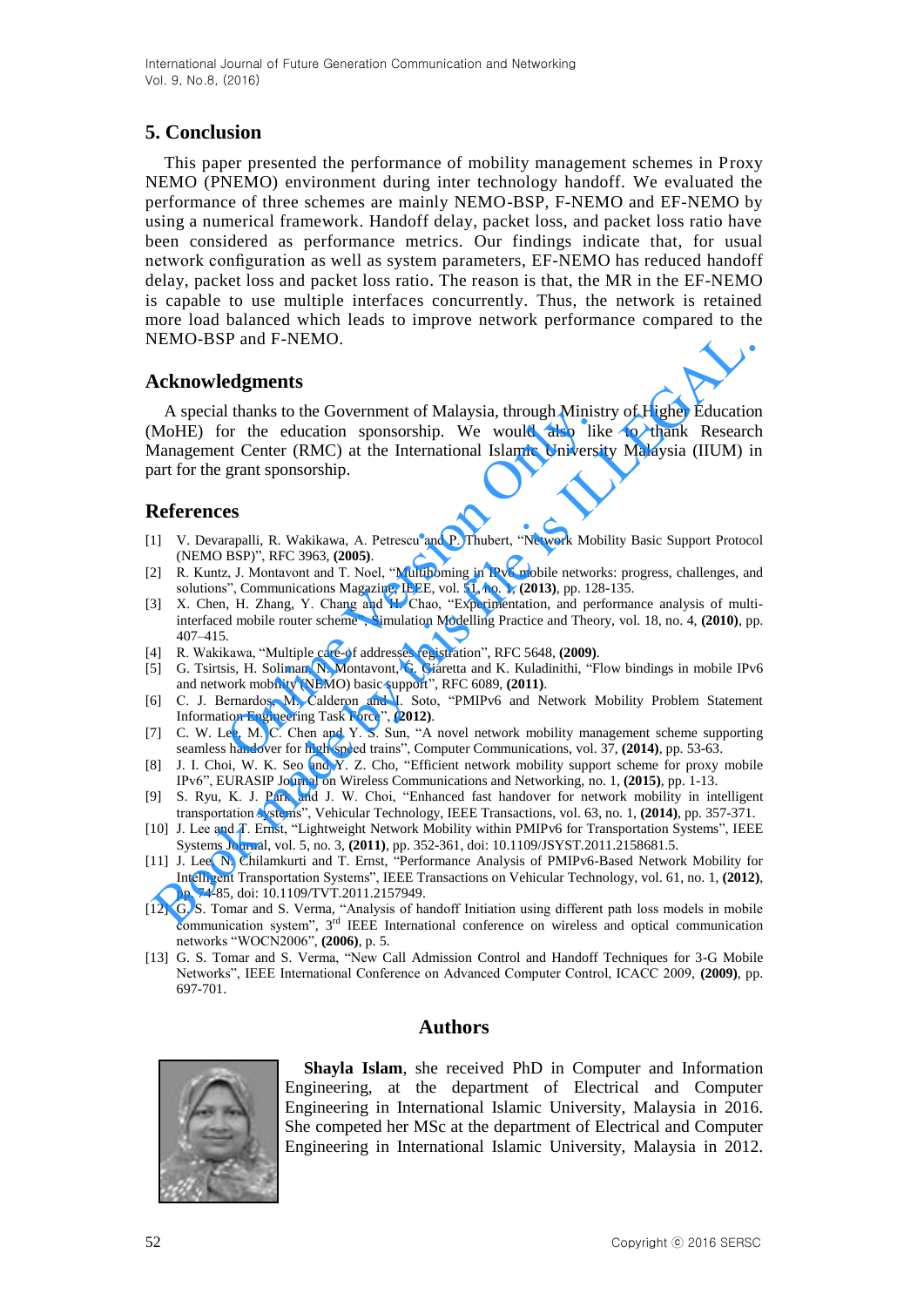## 5. Conclusion

This paper presented the performance of mobility management schemes in Proxy NEMO (PNEMO) environment during inter technology handoff. We evaluated the performance of three schemes are mainly NEMO-BSP, F-NEMO and EF-NEMO by using a numerical framework. Handoff delay, packet loss, and packet loss ratio have been considered as performance metrics. Our findings indicate that, for usual network configuration as well as system parameters, EF-NEMO has reduced handoff delay, packet loss and packet loss ratio. The reason is that, the MR in the EF-NEMO is capable to use multiple interfaces concurrently. Thus, the network is retained more load balanced which leads to improve network performance compared to the NEMO-BSP and F-NEMO.

## Acknowledgments

A special thanks to the Government of Malaysia, through Ministry of Higher Education (MoHE) for the education sponsorship. We would also like to thank Research Management Center (RMC) at the International Islamic University Malaysia (IIUM) in part for the grant sponsorship.

## References

[1] V. Devarapalli, R. Wakikawa, A. Petrescu and P. Thubert, "Network Mobility Basic Support Protocol (NEMO BSP)", RFC 3963, **(2005)**.

[2] R. Kuntz, J. Montavont and T. Noel, "Multihoming in IPv6 mobile networks: progress, challenges, and solutions", Communications Magazine, IEEE, vol. 51, no. 1, **(2013)**, pp. 128-135.

[3] X. Chen, H. Zhang, Y. Chang and H. Chao, "Experimentation, and performance analysis of multi-interfaced mobile router scheme", Simulation Modelling Practice and Theory, vol. 18, no. 4, **(2010)**, pp. 407–415.

[4] R. Wakikawa, "Multiple care-of addresses registration", RFC 5648, **(2009)**.

[5] G. Tsirtsis, H. Soliman, N. Montavont, G. Giaretta and K. Kuladinithi, "Flow bindings in mobile IPv6 and network mobility (NEMO) basic support", RFC 6089, **(2011)**.

[6] C. J. Bernardos, M. Calderon and I. Soto, "PMIPv6 and Network Mobility Problem Statement Information Engineering Task Force", **(2012)**.

[7] C. W. Lee, M. C. Chen and Y. S. Sun, "A novel network mobility management scheme supporting seamless handover for high-speed trains", Computer Communications, vol. 37, **(2014)**, pp. 53-63.

[8] J. I. Choi, W. K. Seo and Y. Z. Cho, "Efficient network mobility support scheme for proxy mobile IPv6", EURASIP Journal on Wireless Communications and Networking, no. 1, **(2015)**, pp. 1-13.

[9] S. Ryu, K. J. Park and J. W. Choi, "Enhanced fast handover for network mobility in intelligent transportation systems", Vehicular Technology, IEEE Transactions, vol. 63, no. 1, **(2014)**, pp. 357-371.

[10] J. Lee and T. Ernst, "Lightweight Network Mobility within PMIPv6 for Transportation Systems", IEEE Systems Journal, vol. 5, no. 3, **(2011)**, pp. 352-361, doi: 10.1109/JSYST.2011.2158681.5.

[11] J. Lee, N. Chilamkurti and T. Ernst, "Performance Analysis of PMIPv6-Based Network Mobility for Intelligent Transportation Systems", IEEE Transactions on Vehicular Technology, vol. 61, no. 1, **(2012)**, pp. 74-85, doi: 10.1109/TVT.2011.2157949.

[12] G. S. Tomar and S. Verma, "Analysis of handoff Initiation using different path loss models in mobile communication system", 3rd IEEE International conference on wireless and optical communication networks "WOCN2006", **(2006)**, p. 5.

[13] G. S. Tomar and S. Verma, "New Call Admission Control and Handoff Techniques for 3-G Mobile Networks", IEEE International Conference on Advanced Computer Control, ICACC 2009, **(2009)**, pp. 697-701.

## Authors

**Shayla Islam**, she received PhD in Computer and Information Engineering, at the department of Electrical and Computer Engineering in International Islamic University, Malaysia in 2016. She competed her MSc at the department of Electrical and Computer Engineering in International Islamic University, Malaysia in 2012.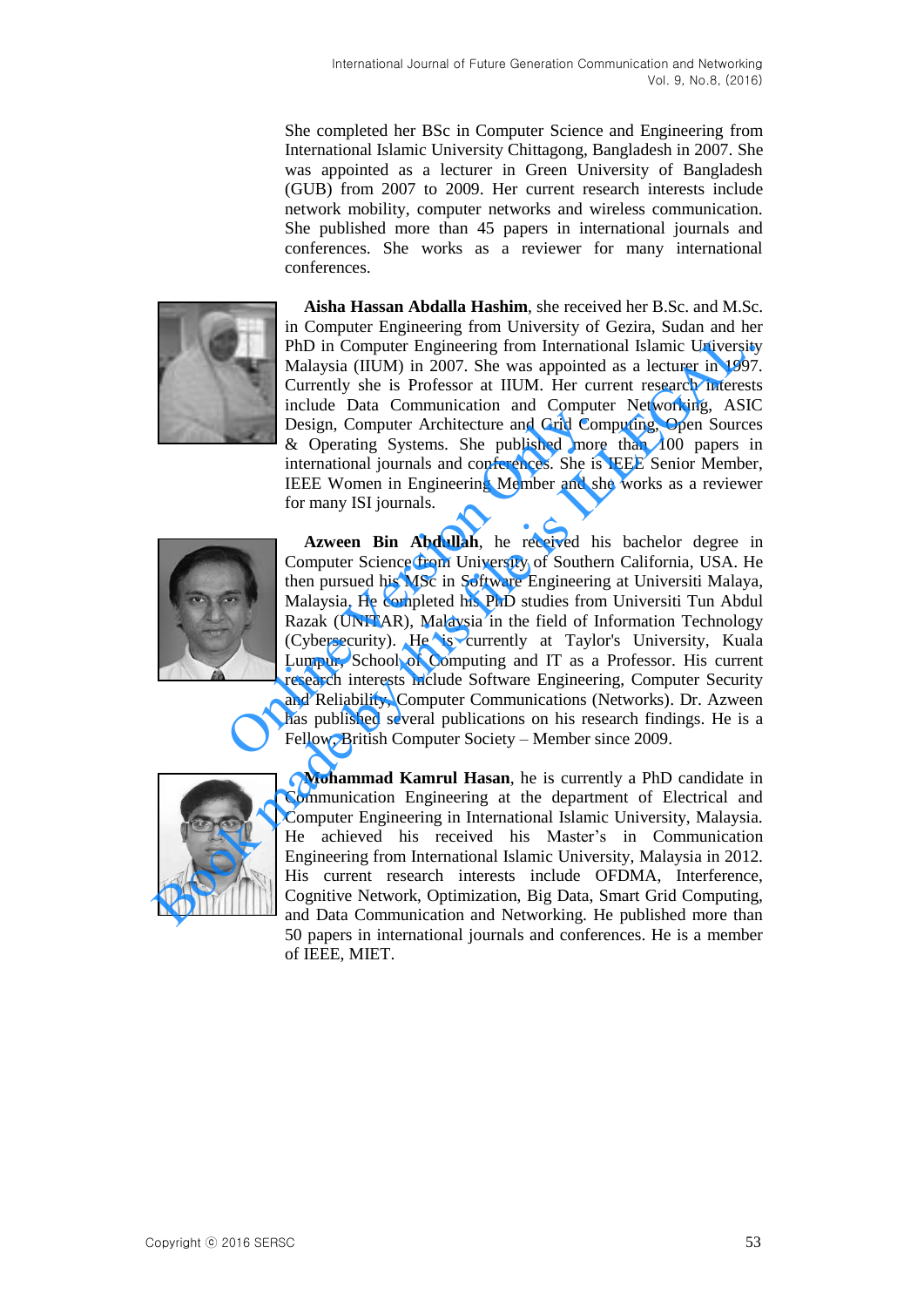She completed her BSc in Computer Science and Engineering from International Islamic University Chittagong, Bangladesh in 2007. She was appointed as a lecturer in Green University of Bangladesh (GUB) from 2007 to 2009. Her current research interests include network mobility, computer networks and wireless communication. She published more than 45 papers in international journals and conferences. She works as a reviewer for many international conferences.

**Aisha Hassan Abdalla Hashim**, she received her B.Sc. and M.Sc. in Computer Engineering from University of Gezira, Sudan and her PhD in Computer Engineering from International Islamic University Malaysia (IIUM) in 2007. She was appointed as a lecturer in 1997. Currently she is Professor at IIUM. Her current research interests include Data Communication and Computer Networking, ASIC Design, Computer Architecture and Grid Computing, Open Sources & Operating Systems. She published more than 100 papers in international journals and conferences. She is IEEE Senior Member, IEEE Women in Engineering Member and she works as a reviewer for many ISI journals.

**Azween Bin Abdullah**, he received his bachelor degree in Computer Science from University of Southern California, USA. He then pursued his MSc in Software Engineering at Universiti Malaya, Malaysia. He completed his PhD studies from Universiti Tun Abdul Razak (UNITAR), Malaysia in the field of Information Technology (Cybersecurity). He is currently at Taylor's University, Kuala Lumpur, School of Computing and IT as a Professor. His current research interests include Software Engineering, Computer Security and Reliability, Computer Communications (Networks). Dr. Azween has published several publications on his research findings. He is a Fellow, British Computer Society – Member since 2009.

**Mohammad Kamrul Hasan**, he is currently a PhD candidate in Communication Engineering at the department of Electrical and Computer Engineering in International Islamic University, Malaysia. He achieved his received his Master's in Communication Engineering from International Islamic University, Malaysia in 2012. His current research interests include OFDMA, Interference, Cognitive Network, Optimization, Big Data, Smart Grid Computing, and Data Communication and Networking. He published more than 50 papers in international journals and conferences. He is a member of IEEE, MIET.